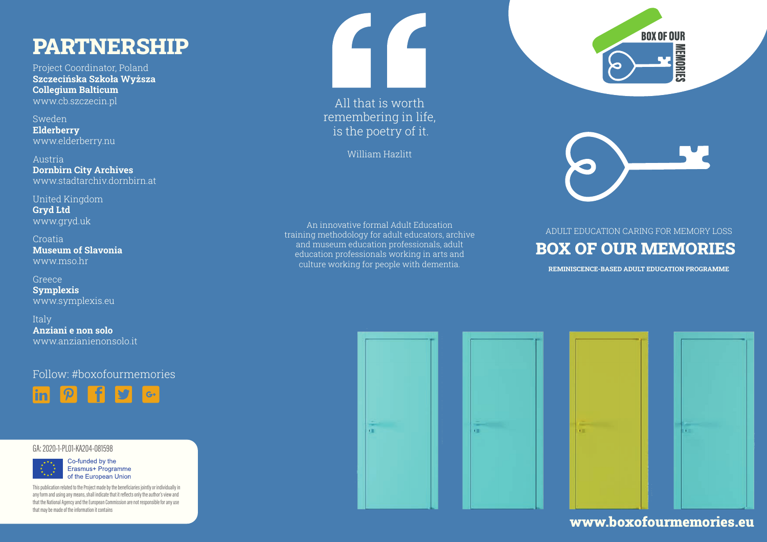# PARTNERSHIP

Project Coordinator, Poland
**Szczecińska Szkoła Wyższa Collegium Balticum**
www.cb.szczecin.pl

Sweden
**Elderberry**
www.elderberry.nu

Austria
**Dornbirn City Archives**
www.stadtarchiv.dornbirn.at

United Kingdom
**Gryd Ltd**
www.gryd.uk

Croatia
**Museum of Slavonia**
www.mso.hr

Greece
**Symplexis**
www.symplexis.eu

Italy
**Anziani e non solo**
www.anzianienonsolo.it

Follow: #boxofourmemories

GA: 2020-1-PL01-KA204-081598

Co-funded by the Erasmus+ Programme of the European Union

This publication related to the Project made by the beneficiaries jointly or individually in any form and using any means, shall indicate that it reflects only the author's view and that the National Agency and the European Commission are not responsible for any use that may be made of the information it contains

All that is worth remembering in life, is the poetry of it.

William Hazlitt

An innovative formal Adult Education training methodology for adult educators, archive and museum education professionals, adult education professionals working in arts and culture working for people with dementia.

ADULT EDUCATION CARING FOR MEMORY LOSS

# BOX OF OUR MEMORIES

**REMINISCENCE-BASED ADULT EDUCATION PROGRAMME**

**www.boxofourmemories.eu**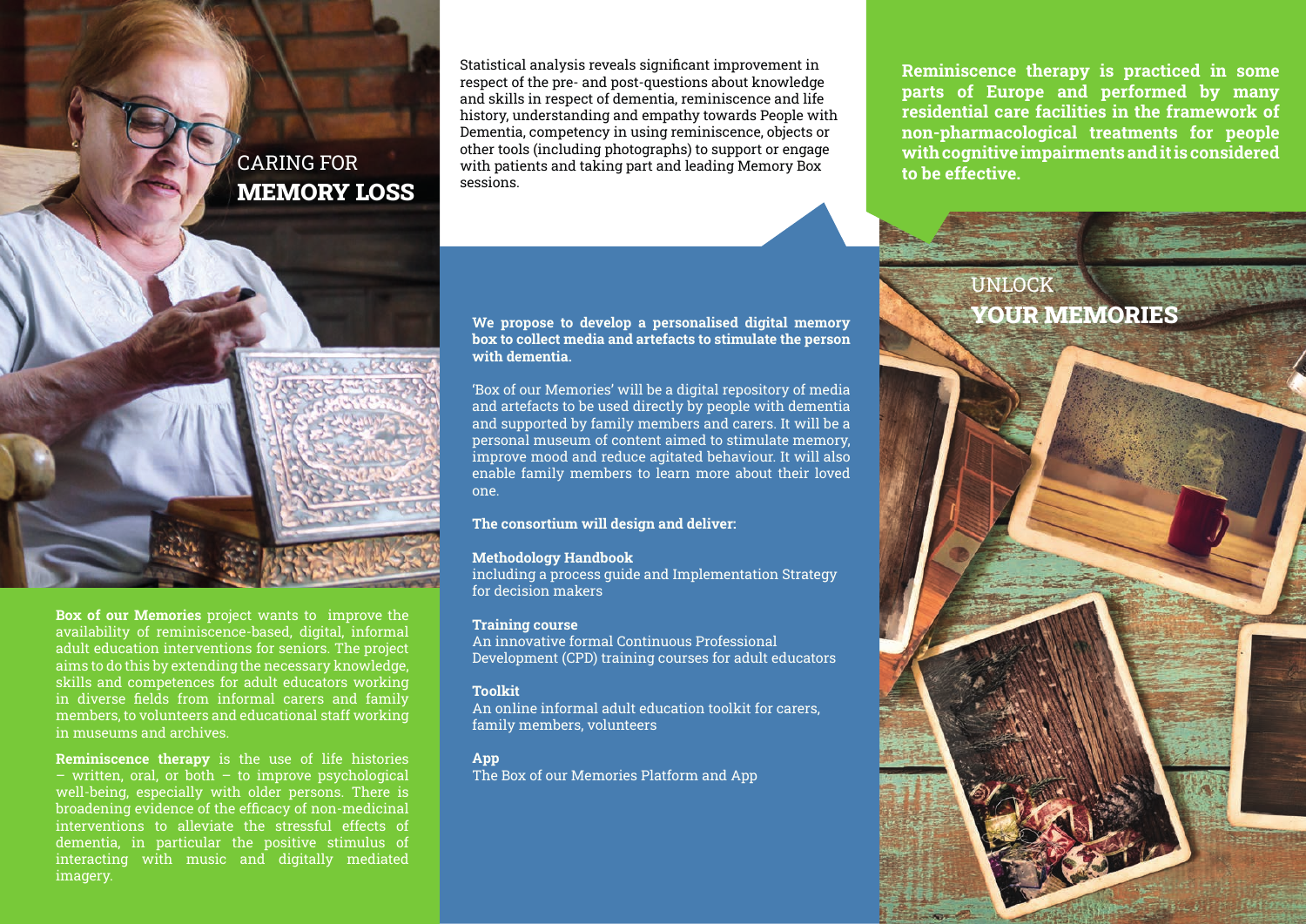# CARING FOR **MEMORY LOSS**

**Box of our Memories** project wants to improve the availability of reminiscence-based, digital, informal adult education interventions for seniors. The project aims to do this by extending the necessary knowledge, skills and competences for adult educators working in diverse fields from informal carers and family members, to volunteers and educational staff working in museums and archives.

**Reminiscence therapy** is the use of life histories – written, oral, or both – to improve psychological well-being, especially with older persons. There is broadening evidence of the efficacy of non-medicinal interventions to alleviate the stressful effects of dementia, in particular the positive stimulus of interacting with music and digitally mediated imagery.

Statistical analysis reveals significant improvement in respect of the pre- and post-questions about knowledge and skills in respect of dementia, reminiscence and life history, understanding and empathy towards People with Dementia, competency in using reminiscence, objects or other tools (including photographs) to support or engage with patients and taking part and leading Memory Box sessions.

**We propose to develop a personalised digital memory box to collect media and artefacts to stimulate the person with dementia.**

'Box of our Memories' will be a digital repository of media and artefacts to be used directly by people with dementia and supported by family members and carers. It will be a personal museum of content aimed to stimulate memory, improve mood and reduce agitated behaviour. It will also enable family members to learn more about their loved one.

**The consortium will design and deliver:**

**Methodology Handbook**
including a process guide and Implementation Strategy for decision makers

**Training course**
An innovative formal Continuous Professional Development (CPD) training courses for adult educators

**Toolkit**
An online informal adult education toolkit for carers, family members, volunteers

**App**
The Box of our Memories Platform and App

**Reminiscence therapy is practiced in some parts of Europe and performed by many residential care facilities in the framework of non-pharmacological treatments for people with cognitive impairments and it is considered to be effective.**

# UNLOCK **YOUR MEMORIES**